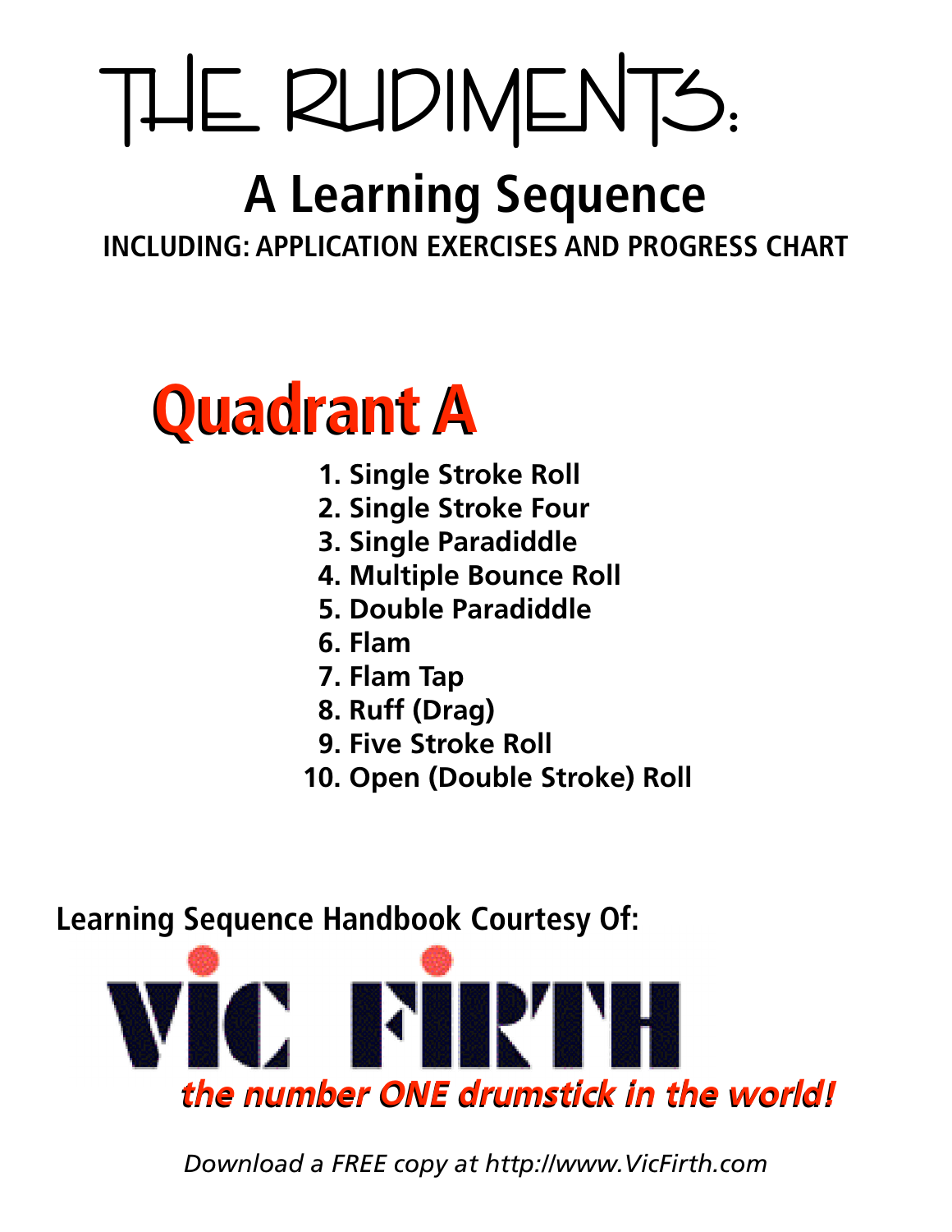# THE RUDIMENTS:

## A Learning Sequence

**INCLUDING: APPLICATION EXERCISES AND PROGRESS CHART**

## Quadrant A

1. Single Stroke Roll
2. Single Stroke Four
3. Single Paradiddle
4. Multiple Bounce Roll
5. Double Paradiddle
6. Flam
7. Flam Tap
8. Ruff (Drag)
9. Five Stroke Roll
10. Open (Double Stroke) Roll

**Learning Sequence Handbook Courtesy Of:**

**VIC FIRTH**

***the number ONE drumstick in the world!***

*Download a FREE copy at http://www.VicFirth.com*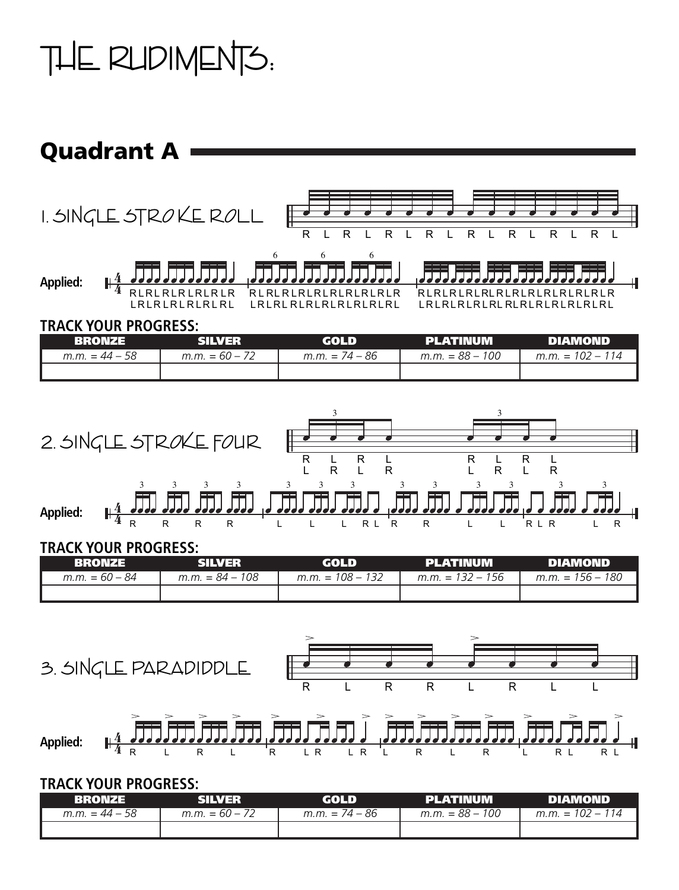# THE RUDIMENTS:

## Quadrant A

### 1. SINGLE STROKE ROLL

R L R L R L R L R L R L R L R L

**Applied:**

RLRLRLRLRLRLR RLRLRLRLRLRLRLRLR RLRLRLRLRLRLRLRLRLRLR
LRLRLRLRLRLRL LRLRLRLRLRLRLRLRL LRLRLRLRLRLRLRLRLRLRL

**TRACK YOUR PROGRESS:**

| BRONZE | SILVER | GOLD | PLATINUM | DIAMOND |
|---|---|---|---|---|
| *m.m. = 44 – 58* | *m.m. = 60 – 72* | *m.m. = 74 – 86* | *m.m. = 88 – 100* | *m.m. = 102 – 114* |
| | | | | |

### 2. SINGLE STROKE FOUR

R L R L R L R L
L R L R L R L R

**Applied:**

R R R R L L L R L R R L L R L R L R

**TRACK YOUR PROGRESS:**

| BRONZE | SILVER | GOLD | PLATINUM | DIAMOND |
|---|---|---|---|---|
| *m.m. = 60 – 84* | *m.m. = 84 – 108* | *m.m. = 108 – 132* | *m.m. = 132 – 156* | *m.m. = 156 – 180* |
| | | | | |

### 3. SINGLE PARADIDDLE

R L R R L R L L

**Applied:**

R L R L R L R L R L R L R L R L R L

**TRACK YOUR PROGRESS:**

| BRONZE | SILVER | GOLD | PLATINUM | DIAMOND |
|---|---|---|---|---|
| *m.m. = 44 – 58* | *m.m. = 60 – 72* | *m.m. = 74 – 86* | *m.m. = 88 – 100* | *m.m. = 102 – 114* |
| | | | | |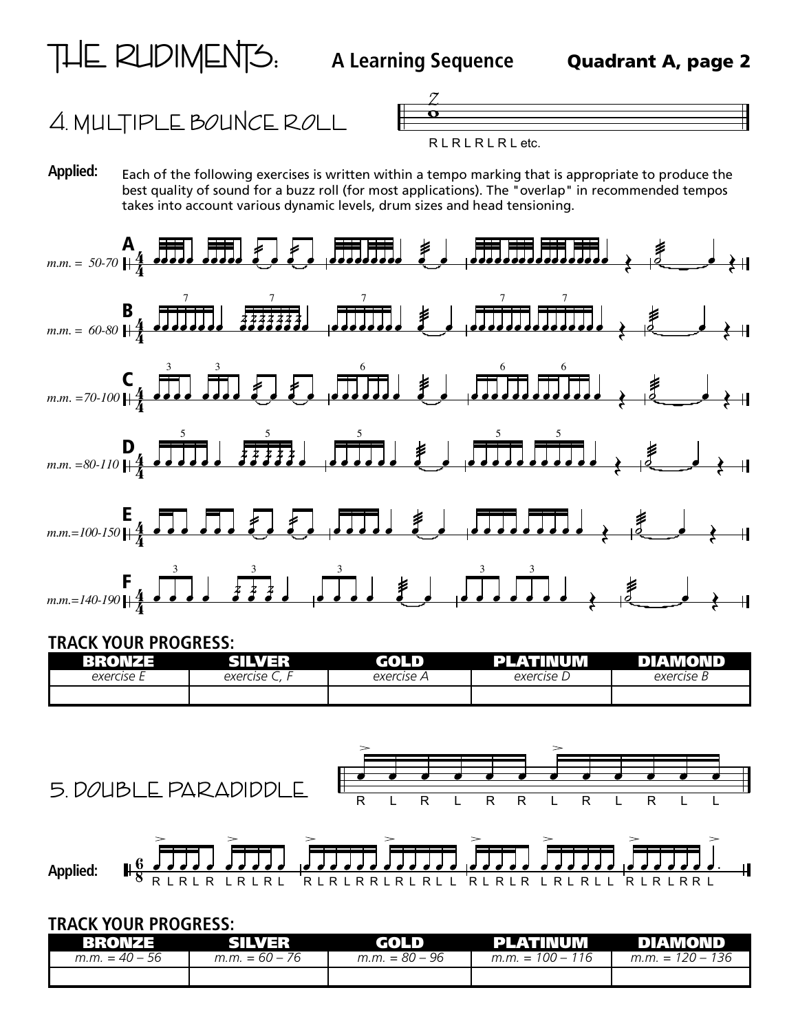# THE RUDIMENTS: A Learning Sequence — Quadrant A, page 2

## 4. MULTIPLE BOUNCE ROLL

R L R L R L R L etc.

**Applied:** Each of the following exercises is written within a tempo marking that is appropriate to produce the best quality of sound for a buzz roll (for most applications). The "overlap" in recommended tempos takes into account various dynamic levels, drum sizes and head tensioning.

**A** m.m. = 50-70

**B** m.m. = 60-80

**C** m.m. =70-100

**D** m.m. =80-110

**E** m.m.=100-150

**F** m.m.=140-190

**TRACK YOUR PROGRESS:**

| BRONZE | SILVER | GOLD | PLATINUM | DIAMOND |
|---|---|---|---|---|
| *exercise E* | *exercise C, F* | *exercise A* | *exercise D* | *exercise B* |
| | | | | |

## 5. DOUBLE PARADIDDLE

R L R L R R L R L R L L

**Applied:**

R L R L R L R L R L | R L R L R R L R L R L L | R L R L R L R L R L L | R L R L R R L

**TRACK YOUR PROGRESS:**

| BRONZE | SILVER | GOLD | PLATINUM | DIAMOND |
|---|---|---|---|---|
| *m.m. = 40 – 56* | *m.m. = 60 – 76* | *m.m. = 80 – 96* | *m.m. = 100 – 116* | *m.m. = 120 – 136* |
| | | | | |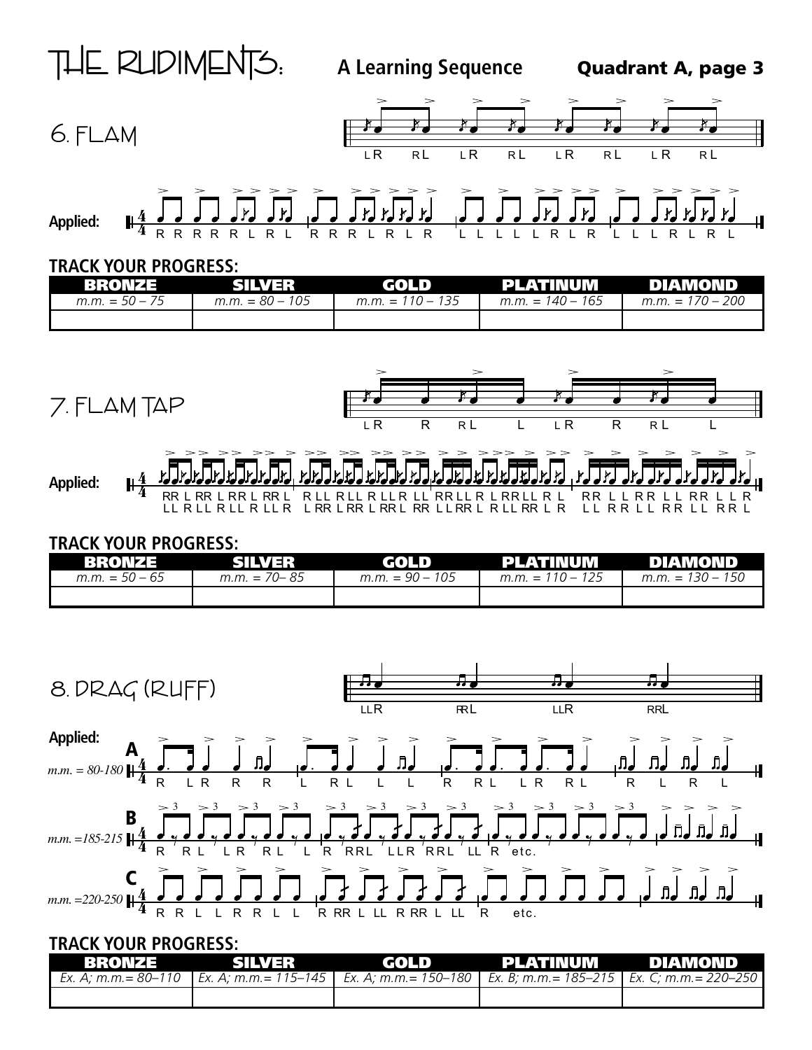# THE RUDIMENTS: A Learning Sequence

**Quadrant A, page 3**

## 6. FLAM

LR RL LR RL LR RL LR RL

**Applied:**

R R R R R L R L R R R L R L R L L L L L R L R L L L R L R L

**TRACK YOUR PROGRESS:**

| BRONZE | SILVER | GOLD | PLATINUM | DIAMOND |
|---|---|---|---|---|
| *m.m. = 50 – 75* | *m.m. = 80 – 105* | *m.m. = 110 – 135* | *m.m. = 140 – 165* | *m.m. = 170 – 200* |
| | | | | |

## 7. FLAM TAP

LR R RL L LR R RL L

**Applied:**

RR L RR L RR L RR L R LL R LL R LL R LL RR LL R L RR LL R L RR L L RR L L RR L L R
LL R LL R LL R LL R L RR L RR L RR L RR L L RR L R LL RR L R LL R R LL R R LL R R L

**TRACK YOUR PROGRESS:**

| BRONZE | SILVER | GOLD | PLATINUM | DIAMOND |
|---|---|---|---|---|
| *m.m. = 50 – 65* | *m.m. = 70– 85* | *m.m. = 90 – 105* | *m.m. = 110 – 125* | *m.m. = 130 – 150* |
| | | | | |

## 8. DRAG (RUFF)

LLR RRL LLR RRL

**Applied:**

**A** *m.m. = 80-180*

R L R R R L R L L L R R L L R R L R L R L

**B** *m.m. =185-215*

R R L L R R L L R RRL LLR RRL LL R etc.

**C** *m.m. =220-250*

R R L L R R L L R RR L LL R RR L LL R etc.

**TRACK YOUR PROGRESS:**

| BRONZE | SILVER | GOLD | PLATINUM | DIAMOND |
|---|---|---|---|---|
| *Ex. A; m.m.= 80–110* | *Ex. A; m.m.= 115–145* | *Ex. A; m.m.= 150–180* | *Ex. B; m.m.= 185–215* | *Ex. C; m.m.= 220–250* |
| | | | | |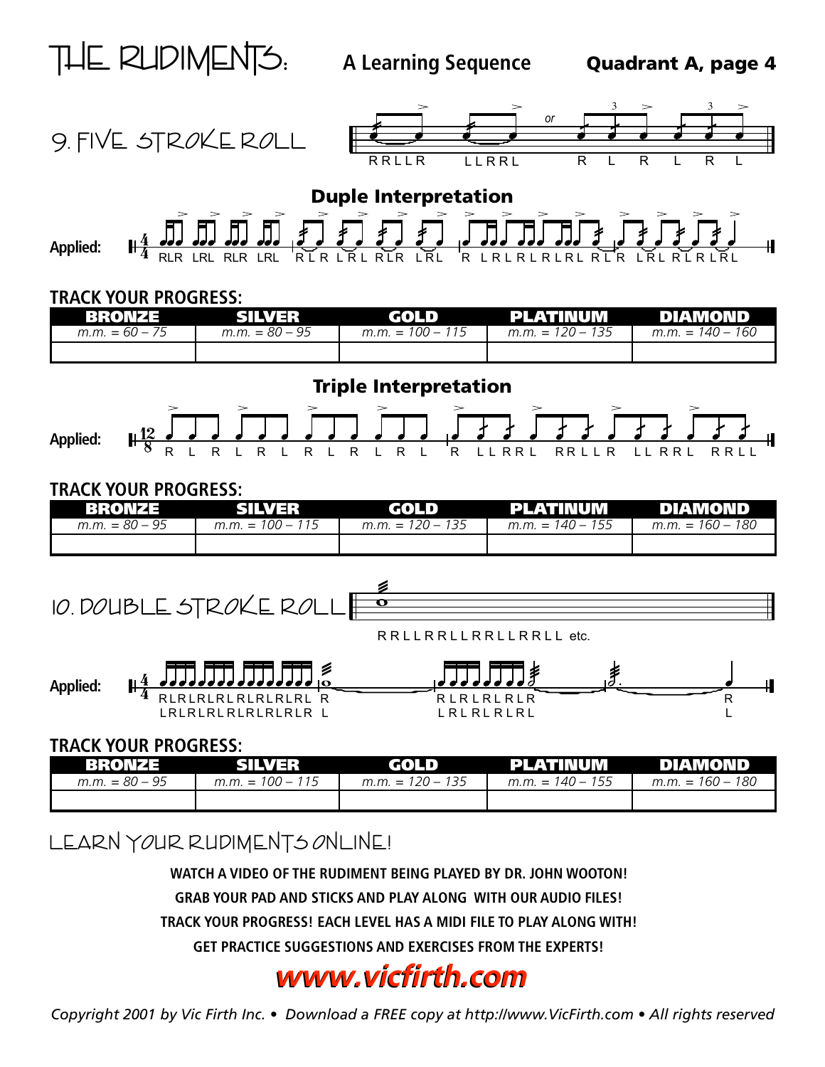# THE RUDIMENTS: A Learning Sequence — Quadrant A, page 4

## 9. FIVE STROKE ROLL

RRLLR LLRRL *or* R L R L R L

### Duple Interpretation

**Applied:**

RLR LRL RLR LRL RLR LRL RLR LRL R LRLRLRLRLRL RLR LRL RLRLRL

**TRACK YOUR PROGRESS:**

| BRONZE | SILVER | GOLD | PLATINUM | DIAMOND |
|---|---|---|---|---|
| *m.m. = 60 – 75* | *m.m. = 80 – 95* | *m.m. = 100 – 115* | *m.m. = 120 – 135* | *m.m. = 140 – 160* |
| | | | | |

### Triple Interpretation

**Applied:**

R L R L R L R L R L R L R LLRRL RRLLR LLRRL RRLL

**TRACK YOUR PROGRESS:**

| BRONZE | SILVER | GOLD | PLATINUM | DIAMOND |
|---|---|---|---|---|
| *m.m. = 80 – 95* | *m.m. = 100 – 115* | *m.m. = 120 – 135* | *m.m. = 140 – 155* | *m.m. = 160 – 180* |
| | | | | |

## 10. DOUBLE STROKE ROLL

RRLLRRLLRRLLRRLL etc.

**Applied:**

RLRLRLRLRLRLRLRL R RLRLRLRLR R

LRLRLRLRLRLRLRLR L LRLRLRLRL L

**TRACK YOUR PROGRESS:**

| BRONZE | SILVER | GOLD | PLATINUM | DIAMOND |
|---|---|---|---|---|
| *m.m. = 80 – 95* | *m.m. = 100 – 115* | *m.m. = 120 – 135* | *m.m. = 140 – 155* | *m.m. = 160 – 180* |
| | | | | |

## LEARN YOUR RUDIMENTS ONLINE!

**WATCH A VIDEO OF THE RUDIMENT BEING PLAYED BY DR. JOHN WOOTON!**

**GRAB YOUR PAD AND STICKS AND PLAY ALONG WITH OUR AUDIO FILES!**

**TRACK YOUR PROGRESS! EACH LEVEL HAS A MIDI FILE TO PLAY ALONG WITH!**

**GET PRACTICE SUGGESTIONS AND EXERCISES FROM THE EXPERTS!**

***www.vicfirth.com***

*Copyright 2001 by Vic Firth Inc. • Download a FREE copy at http://www.VicFirth.com • All rights reserved*